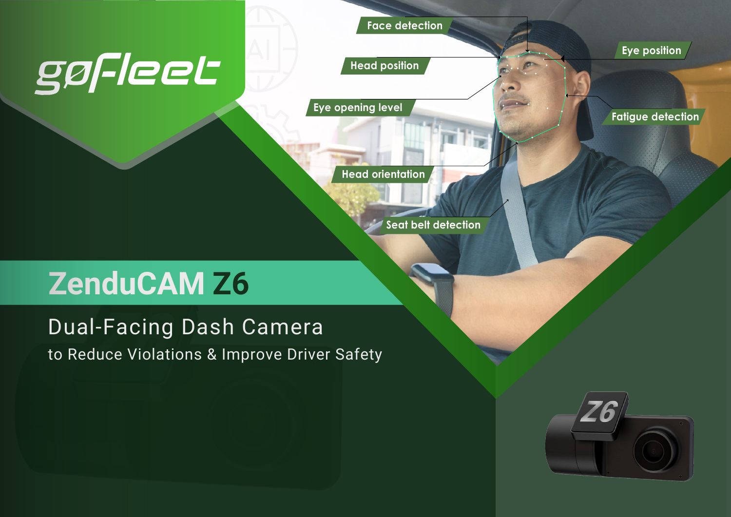gofleet

Face detection

Head position

Eye position

Eye opening level

Fatigue detection

Head orientation

Seat belt detection

# ZenduCAM Z6

## Dual-Facing Dash Camera

to Reduce Violations & Improve Driver Safety

Z6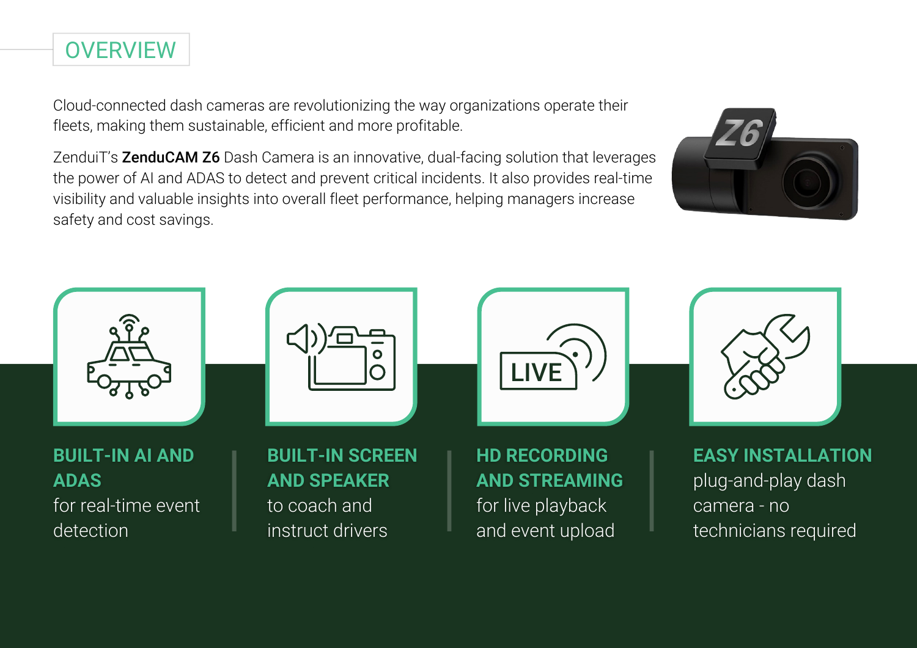## OVERVIEW

Cloud-connected dash cameras are revolutionizing the way organizations operate their fleets, making them sustainable, efficient and more profitable.

ZenduiT's **ZenduCAM Z6** Dash Camera is an innovative, dual-facing solution that leverages the power of AI and ADAS to detect and prevent critical incidents. It also provides real-time visibility and valuable insights into overall fleet performance, helping managers increase safety and cost savings.

**BUILT-IN AI AND ADAS**
for real-time event detection

**BUILT-IN SCREEN AND SPEAKER**
to coach and instruct drivers

**HD RECORDING AND STREAMING**
for live playback and event upload

**EASY INSTALLATION**
plug-and-play dash camera - no technicians required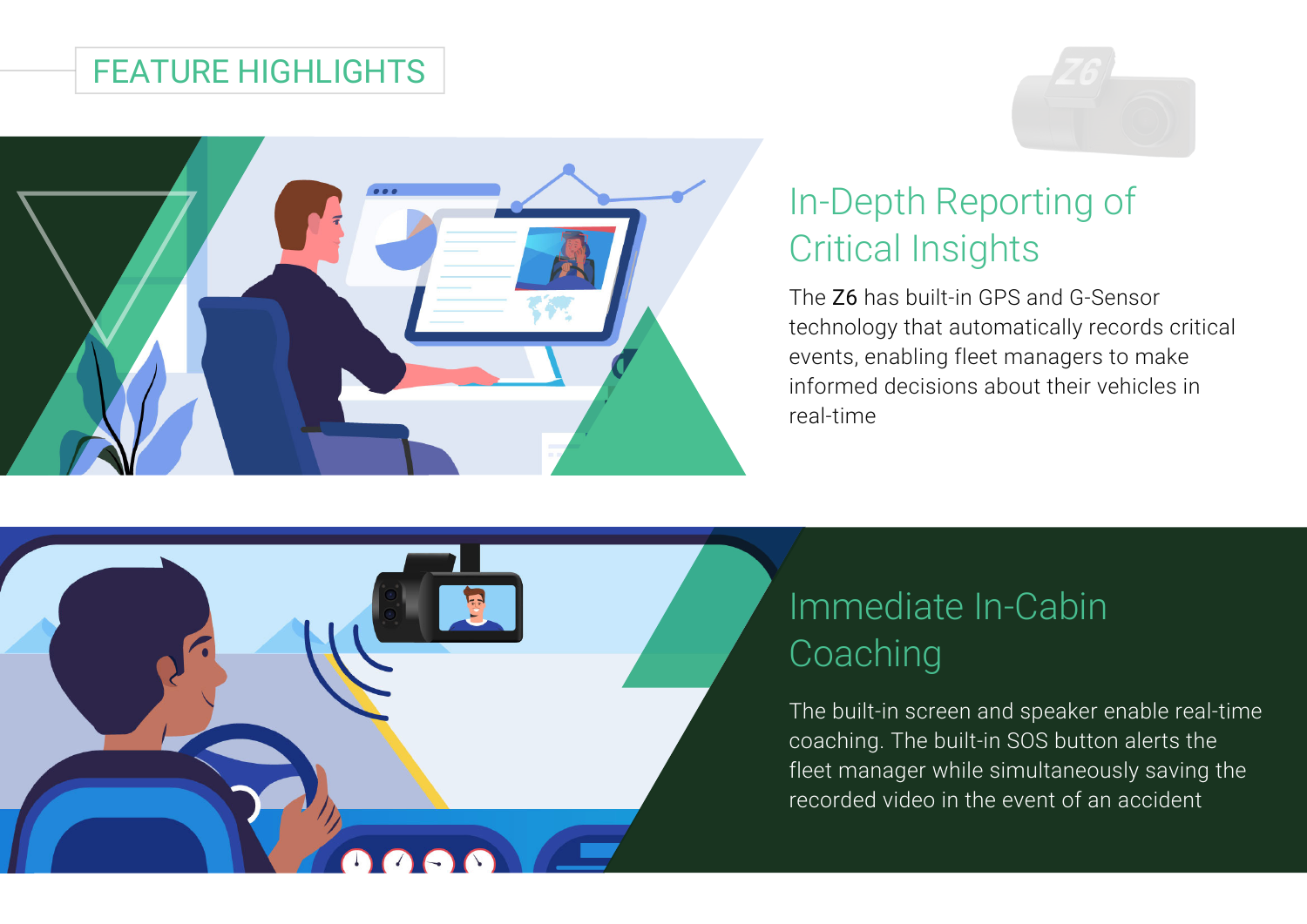# FEATURE HIGHLIGHTS

## In-Depth Reporting of Critical Insights

The Z6 has built-in GPS and G-Sensor technology that automatically records critical events, enabling fleet managers to make informed decisions about their vehicles in real-time

## Immediate In-Cabin Coaching

The built-in screen and speaker enable real-time coaching. The built-in SOS button alerts the fleet manager while simultaneously saving the recorded video in the event of an accident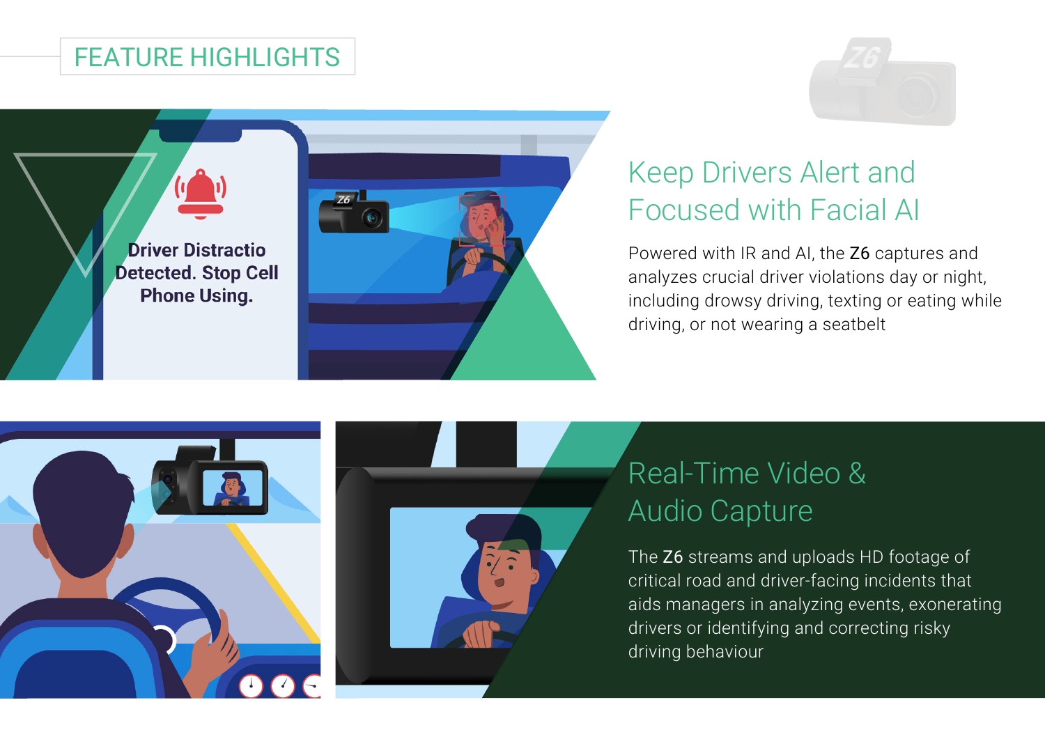# FEATURE HIGHLIGHTS

## Keep Drivers Alert and Focused with Facial AI

Powered with IR and AI, the **Z6** captures and analyzes crucial driver violations day or night, including drowsy driving, texting or eating while driving, or not wearing a seatbelt

## Real-Time Video & Audio Capture

The **Z6** streams and uploads HD footage of critical road and driver-facing incidents that aids managers in analyzing events, exonerating drivers or identifying and correcting risky driving behaviour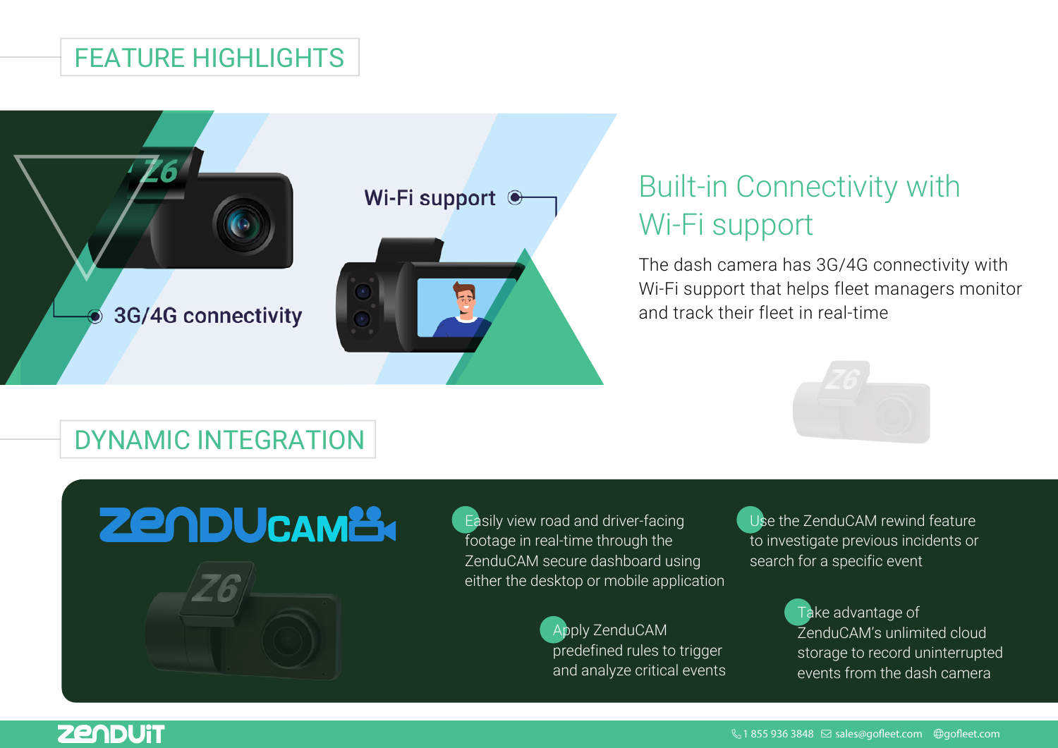## FEATURE HIGHLIGHTS

Wi-Fi support

3G/4G connectivity

### Built-in Connectivity with Wi-Fi support

The dash camera has 3G/4G connectivity with Wi-Fi support that helps fleet managers monitor and track their fleet in real-time

## DYNAMIC INTEGRATION

ZENDUCAM

- Easily view road and driver-facing footage in real-time through the ZenduCAM secure dashboard using either the desktop or mobile application
- Use the ZenduCAM rewind feature to investigate previous incidents or search for a specific event
- Apply ZenduCAM predefined rules to trigger and analyze critical events
- Take advantage of ZenduCAM's unlimited cloud storage to record uninterrupted events from the dash camera

ZENDUIT 1 855 936 3848 sales@gofleet.com gofleet.com